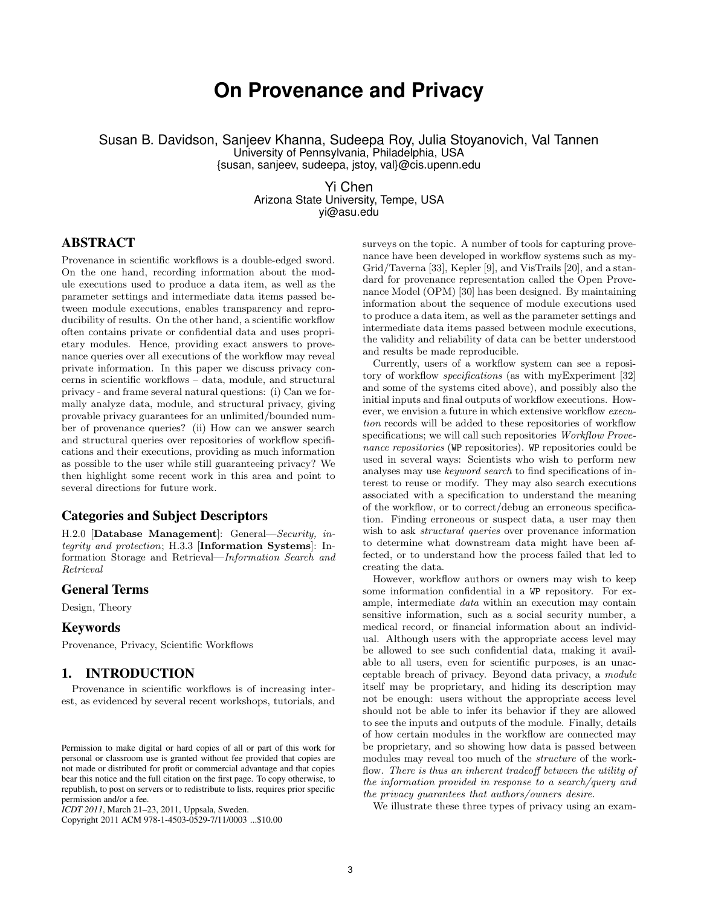# On Provenance and Privacy

Susan B. Davidson, Sanjeev Khanna, Sudeepa Roy, Julia Stoyanovich, Val Tannen
University of Pennsylvania, Philadelphia, USA
{susan, sanjeev, sudeepa, jstoy, val}@cis.upenn.edu

Yi Chen
Arizona State University, Tempe, USA
yi@asu.edu

## ABSTRACT

Provenance in scientific workflows is a double-edged sword. On the one hand, recording information about the module executions used to produce a data item, as well as the parameter settings and intermediate data items passed between module executions, enables transparency and reproducibility of results. On the other hand, a scientific workflow often contains private or confidential data and uses proprietary modules. Hence, providing exact answers to provenance queries over all executions of the workflow may reveal private information. In this paper we discuss privacy concerns in scientific workflows – data, module, and structural privacy - and frame several natural questions: (i) Can we formally analyze data, module, and structural privacy, giving provable privacy guarantees for an unlimited/bounded number of provenance queries? (ii) How can we answer search and structural queries over repositories of workflow specifications and their executions, providing as much information as possible to the user while still guaranteeing privacy? We then highlight some recent work in this area and point to several directions for future work.

### Categories and Subject Descriptors

H.2.0 [**Database Management**]: General—*Security, integrity and protection*; H.3.3 [**Information Systems**]: Information Storage and Retrieval—*Information Search and Retrieval*

### General Terms

Design, Theory

### Keywords

Provenance, Privacy, Scientific Workflows

## 1. INTRODUCTION

Provenance in scientific workflows is of increasing interest, as evidenced by several recent workshops, tutorials, and surveys on the topic. A number of tools for capturing provenance have been developed in workflow systems such as myGrid/Taverna [33], Kepler [9], and VisTrails [20], and a standard for provenance representation called the Open Provenance Model (OPM) [30] has been designed. By maintaining information about the sequence of module executions used to produce a data item, as well as the parameter settings and intermediate data items passed between module executions, the validity and reliability of data can be better understood and results be made reproducible.

Currently, users of a workflow system can see a repository of workflow *specifications* (as with myExperiment [32] and some of the systems cited above), and possibly also the initial inputs and final outputs of workflow executions. However, we envision a future in which extensive workflow *execution* records will be added to these repositories of workflow specifications; we will call such repositories *Workflow Provenance repositories* (WP repositories). WP repositories could be used in several ways: Scientists who wish to perform new analyses may use *keyword search* to find specifications of interest to reuse or modify. They may also search executions associated with a specification to understand the meaning of the workflow, or to correct/debug an erroneous specification. Finding erroneous or suspect data, a user may then wish to ask *structural queries* over provenance information to determine what downstream data might have been affected, or to understand how the process failed that led to creating the data.

However, workflow authors or owners may wish to keep some information confidential in a WP repository. For example, intermediate *data* within an execution may contain sensitive information, such as a social security number, a medical record, or financial information about an individual. Although users with the appropriate access level may be allowed to see such confidential data, making it available to all users, even for scientific purposes, is an unacceptable breach of privacy. Beyond data privacy, a *module* itself may be proprietary, and hiding its description may not be enough: users without the appropriate access level should not be able to infer its behavior if they are allowed to see the inputs and outputs of the module. Finally, details of how certain modules in the workflow are connected may be proprietary, and so showing how data is passed between modules may reveal too much of the *structure* of the workflow. *There is thus an inherent tradeoff between the utility of the information provided in response to a search/query and the privacy guarantees that authors/owners desire.*

We illustrate these three types of privacy using an exam-

Permission to make digital or hard copies of all or part of this work for personal or classroom use is granted without fee provided that copies are not made or distributed for profit or commercial advantage and that copies bear this notice and the full citation on the first page. To copy otherwise, to republish, to post on servers or to redistribute to lists, requires prior specific permission and/or a fee.
*ICDT 2011*, March 21–23, 2011, Uppsala, Sweden.
Copyright 2011 ACM 978-1-4503-0529-7/11/0003 ...$10.00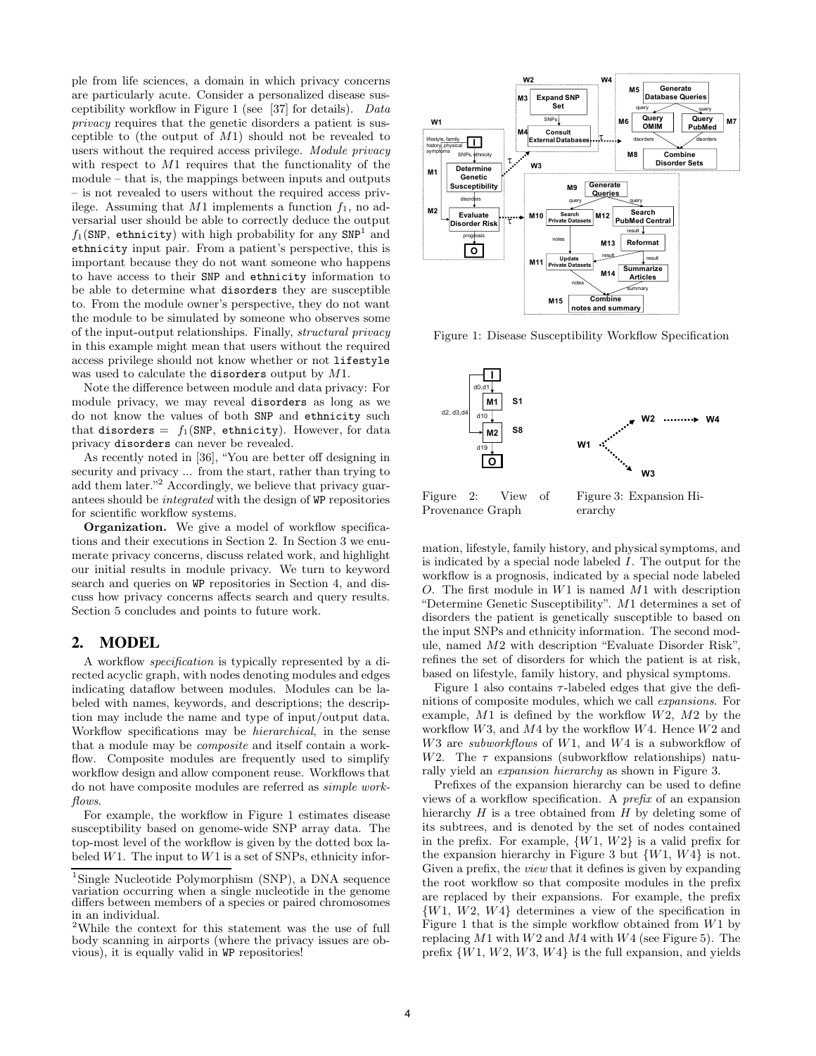ple from life sciences, a domain in which privacy concerns are particularly acute. Consider a personalized disease susceptibility workflow in Figure 1 (see [37] for details). *Data privacy* requires that the genetic disorders a patient is susceptible to (the output of $M1$) should not be revealed to users without the required access privilege. *Module privacy* with respect to $M1$ requires that the functionality of the module – that is, the mappings between inputs and outputs – is not revealed to users without the required access privilege. Assuming that $M1$ implements a function $f_1$, no adversarial user should be able to correctly deduce the output $f_1$(SNP, ethnicity) with high probability for any SNP[1] and ethnicity input pair. From a patient's perspective, this is important because they do not want someone who happens to have access to their SNP and ethnicity information to be able to determine what disorders they are susceptible to. From the module owner's perspective, they do not want the module to be simulated by someone who observes some of the input-output relationships. Finally, *structural privacy* in this example might mean that users without the required access privilege should not know whether or not lifestyle was used to calculate the disorders output by $M1$.

Note the difference between module and data privacy: For module privacy, we may reveal disorders as long as we do not know the values of both SNP and ethnicity such that disorders = $f_1$(SNP, ethnicity). However, for data privacy disorders can never be revealed.

As recently noted in [36], "You are better off designing in security and privacy ... from the start, rather than trying to add them later."[2] Accordingly, we believe that privacy guarantees should be *integrated* with the design of WP repositories for scientific workflow systems.

**Organization.** We give a model of workflow specifications and their executions in Section 2. In Section 3 we enumerate privacy concerns, discuss related work, and highlight our initial results in module privacy. We turn to keyword search and queries on WP repositories in Section 4, and discuss how privacy concerns affects search and query results. Section 5 concludes and points to future work.

## 2. MODEL

A workflow *specification* is typically represented by a directed acyclic graph, with nodes denoting modules and edges indicating dataflow between modules. Modules can be labeled with names, keywords, and descriptions; the description may include the name and type of input/output data. Workflow specifications may be *hierarchical*, in the sense that a module may be *composite* and itself contain a workflow. Composite modules are frequently used to simplify workflow design and allow component reuse. Workflows that do not have composite modules are referred as *simple workflows*.

For example, the workflow in Figure 1 estimates disease susceptibility based on genome-wide SNP array data. The top-most level of the workflow is given by the dotted box labeled $W1$. The input to $W1$ is a set of SNPs, ethnicity information, lifestyle, family history, and physical symptoms, and is indicated by a special node labeled $I$. The output for the workflow is a prognosis, indicated by a special node labeled $O$. The first module in $W1$ is named $M1$ with description "Determine Genetic Susceptibility". $M1$ determines a set of disorders the patient is genetically susceptible to based on the input SNPs and ethnicity information. The second module, named $M2$ with description "Evaluate Disorder Risk", refines the set of disorders for which the patient is at risk, based on lifestyle, family history, and physical symptoms.

Figure 1: Disease Susceptibility Workflow Specification

Figure 2: View of Provenance Graph

Figure 3: Expansion Hierarchy

Figure 1 also contains $\tau$-labeled edges that give the definitions of composite modules, which we call *expansions*. For example, $M1$ is defined by the workflow $W2$, $M2$ by the workflow $W3$, and $M4$ by the workflow $W4$. Hence $W2$ and $W3$ are *subworkflows* of $W1$, and $W4$ is a subworkflow of $W2$. The $\tau$ expansions (subworkflow relationships) naturally yield an *expansion hierarchy* as shown in Figure 3.

Prefixes of the expansion hierarchy can be used to define views of a workflow specification. A *prefix* of an expansion hierarchy $H$ is a tree obtained from $H$ by deleting some of its subtrees, and is denoted by the set of nodes contained in the prefix. For example, $\{W1, W2\}$ is a valid prefix for the expansion hierarchy in Figure 3 but $\{W1, W4\}$ is not. Given a prefix, the *view* that it defines is given by expanding the root workflow so that composite modules in the prefix are replaced by their expansions. For example, the prefix $\{W1, W2, W4\}$ determines a view of the specification in Figure 1 that is the simple workflow obtained from $W1$ by replacing $M1$ with $W2$ and $M4$ with $W4$ (see Figure 5). The prefix $\{W1, W2, W3, W4\}$ is the full expansion, and yields

[1] Single Nucleotide Polymorphism (SNP), a DNA sequence variation occurring when a single nucleotide in the genome differs between members of a species or paired chromosomes in an individual.

[2] While the context for this statement was the use of full body scanning in airports (where the privacy issues are obvious), it is equally valid in WP repositories!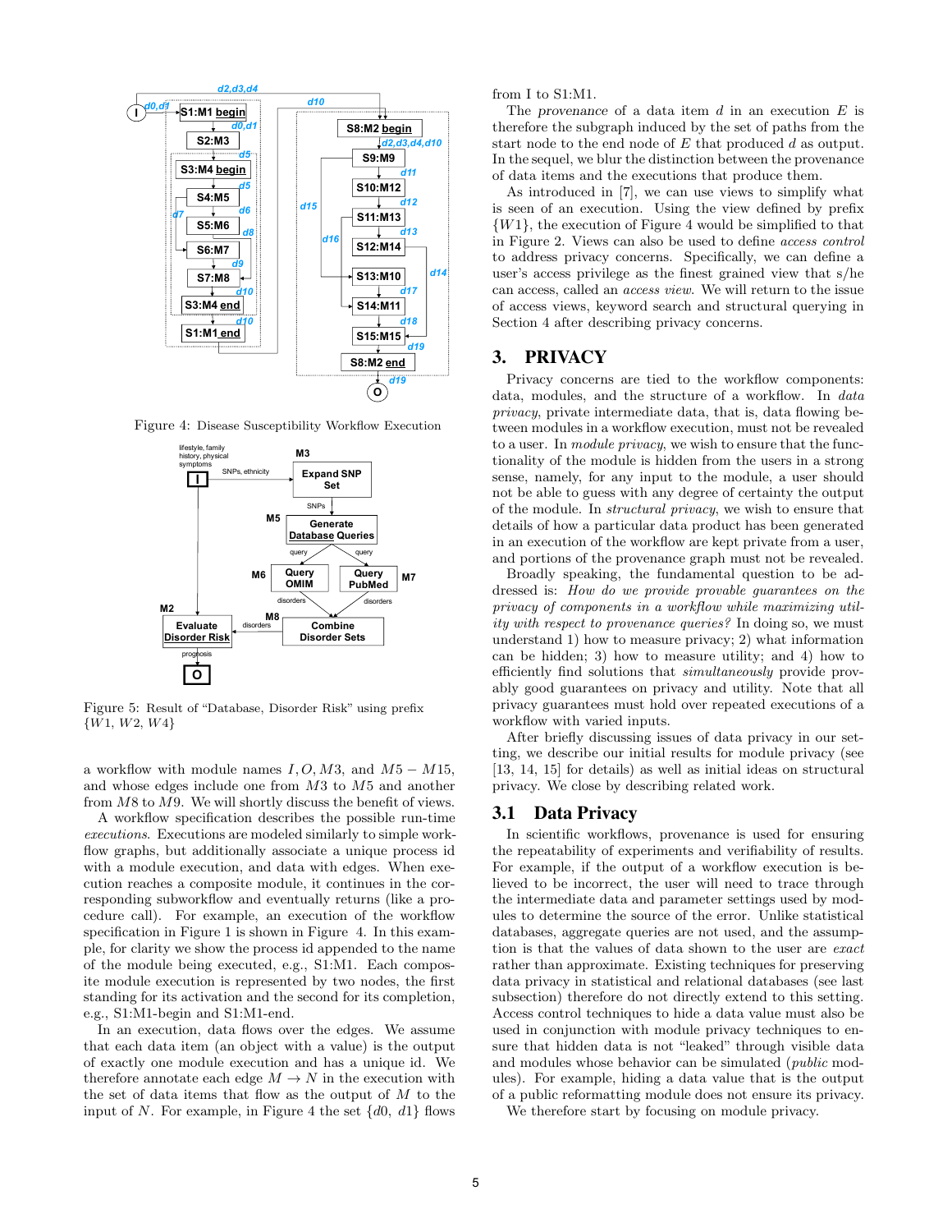Figure 4: Disease Susceptibility Workflow Execution

Figure 5: Result of "Database, Disorder Risk" using prefix $\{W1, W2, W4\}$

a workflow with module names $I, O, M3$, and $M5 - M15$, and whose edges include one from $M3$ to $M5$ and another from $M8$ to $M9$. We will shortly discuss the benefit of views.

A workflow specification describes the possible run-time *executions*. Executions are modeled similarly to simple workflow graphs, but additionally associate a unique process id with a module execution, and data with edges. When execution reaches a composite module, it continues in the corresponding subworkflow and eventually returns (like a procedure call). For example, an execution of the workflow specification in Figure 1 is shown in Figure 4. In this example, for clarity we show the process id appended to the name of the module being executed, e.g., S1:M1. Each composite module execution is represented by two nodes, the first standing for its activation and the second for its completion, e.g., S1:M1-begin and S1:M1-end.

In an execution, data flows over the edges. We assume that each data item (an object with a value) is the output of exactly one module execution and has a unique id. We therefore annotate each edge $M \to N$ in the execution with the set of data items that flow as the output of $M$ to the input of $N$. For example, in Figure 4 the set $\{d0, d1\}$ flows from I to S1:M1.

The *provenance* of a data item $d$ in an execution $E$ is therefore the subgraph induced by the set of paths from the start node to the end node of $E$ that produced $d$ as output. In the sequel, we blur the distinction between the provenance of data items and the executions that produce them.

As introduced in [7], we can use views to simplify what is seen of an execution. Using the view defined by prefix $\{W1\}$, the execution of Figure 4 would be simplified to that in Figure 2. Views can also be used to define *access control* to address privacy concerns. Specifically, we can define a user's access privilege as the finest grained view that s/he can access, called an *access view*. We will return to the issue of access views, keyword search and structural querying in Section 4 after describing privacy concerns.

# 3. PRIVACY

Privacy concerns are tied to the workflow components: data, modules, and the structure of a workflow. In *data privacy*, private intermediate data, that is, data flowing between modules in a workflow execution, must not be revealed to a user. In *module privacy*, we wish to ensure that the functionality of the module is hidden from the users in a strong sense, namely, for any input to the module, a user should not be able to guess with any degree of certainty the output of the module. In *structural privacy*, we wish to ensure that details of how a particular data product has been generated in an execution of the workflow are kept private from a user, and portions of the provenance graph must not be revealed.

Broadly speaking, the fundamental question to be addressed is: *How do we provide provable guarantees on the privacy of components in a workflow while maximizing utility with respect to provenance queries?* In doing so, we must understand 1) how to measure privacy; 2) what information can be hidden; 3) how to measure utility; and 4) how to efficiently find solutions that *simultaneously* provide provably good guarantees on privacy and utility. Note that all privacy guarantees must hold over repeated executions of a workflow with varied inputs.

After briefly discussing issues of data privacy in our setting, we describe our initial results for module privacy (see [13, 14, 15] for details) as well as initial ideas on structural privacy. We close by describing related work.

## 3.1 Data Privacy

In scientific workflows, provenance is used for ensuring the repeatability of experiments and verifiability of results. For example, if the output of a workflow execution is believed to be incorrect, the user will need to trace through the intermediate data and parameter settings used by modules to determine the source of the error. Unlike statistical databases, aggregate queries are not used, and the assumption is that the values of data shown to the user are *exact* rather than approximate. Existing techniques for preserving data privacy in statistical and relational databases (see last subsection) therefore do not directly extend to this setting. Access control techniques to hide a data value must also be used in conjunction with module privacy techniques to ensure that hidden data is not "leaked" through visible data and modules whose behavior can be simulated (*public* modules). For example, hiding a data value that is the output of a public reformatting module does not ensure its privacy.

We therefore start by focusing on module privacy.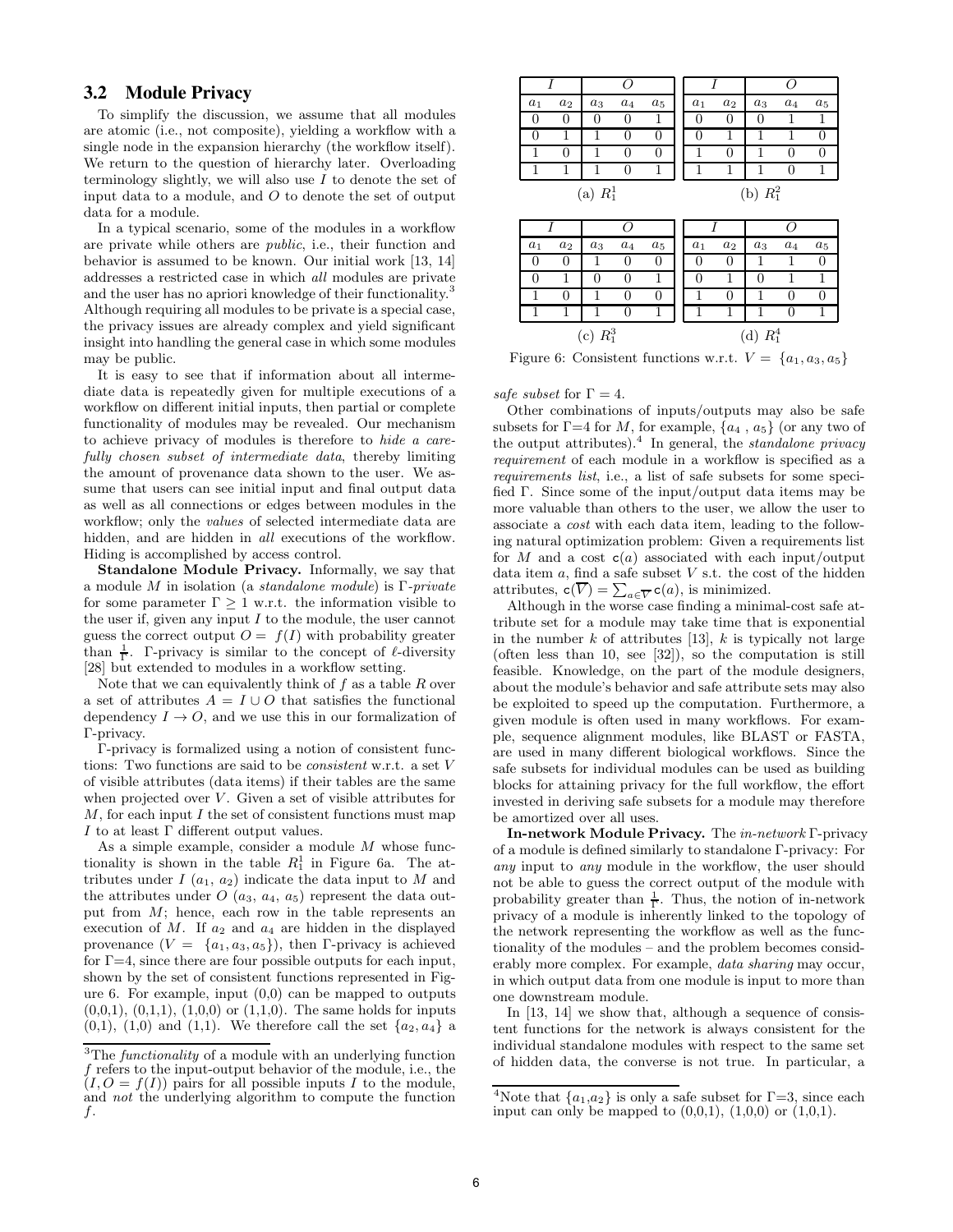### 3.2 Module Privacy

To simplify the discussion, we assume that all modules are atomic (i.e., not composite), yielding a workflow with a single node in the expansion hierarchy (the workflow itself). We return to the question of hierarchy later. Overloading terminology slightly, we will also use $I$ to denote the set of input data to a module, and $O$ to denote the set of output data for a module.

In a typical scenario, some of the modules in a workflow are private while others are *public*, i.e., their function and behavior is assumed to be known. Our initial work [13, 14] addresses a restricted case in which *all* modules are private and the user has no apriori knowledge of their functionality.[3] Although requiring all modules to be private is a special case, the privacy issues are already complex and yield significant insight into handling the general case in which some modules may be public.

It is easy to see that if information about all intermediate data is repeatedly given for multiple executions of a workflow on different initial inputs, then partial or complete functionality of modules may be revealed. Our mechanism to achieve privacy of modules is therefore to *hide a carefully chosen subset of intermediate data*, thereby limiting the amount of provenance data shown to the user. We assume that users can see initial input and final output data as well as all connections or edges between modules in the workflow; only the *values* of selected intermediate data are hidden, and are hidden in *all* executions of the workflow. Hiding is accomplished by access control.

**Standalone Module Privacy.** Informally, we say that a module $M$ in isolation (a *standalone module*) is $\Gamma$*-private* for some parameter $\Gamma \geq 1$ w.r.t. the information visible to the user if, given any input $I$ to the module, the user cannot guess the correct output $O = f(I)$ with probability greater than $\frac{1}{\Gamma}$. $\Gamma$-privacy is similar to the concept of $\ell$-diversity [28] but extended to modules in a workflow setting.

Note that we can equivalently think of $f$ as a table $R$ over a set of attributes $A = I \cup O$ that satisfies the functional dependency $I \rightarrow O$, and we use this in our formalization of $\Gamma$-privacy.

$\Gamma$-privacy is formalized using a notion of consistent functions: Two functions are said to be *consistent* w.r.t. a set $V$ of visible attributes (data items) if their tables are the same when projected over $V$. Given a set of visible attributes for $M$, for each input $I$ the set of consistent functions must map $I$ to at least $\Gamma$ different output values.

As a simple example, consider a module $M$ whose functionality is shown in the table $R_1^1$ in Figure 6a. The attributes under $I$ ($a_1$, $a_2$) indicate the data input to $M$ and the attributes under $O$ ($a_3$, $a_4$, $a_5$) represent the data output from $M$; hence, each row in the table represents an execution of $M$. If $a_2$ and $a_4$ are hidden in the displayed provenance ($V = \{a_1, a_3, a_5\}$), then $\Gamma$-privacy is achieved for $\Gamma$=4, since there are four possible outputs for each input, shown by the set of consistent functions represented in Figure 6. For example, input (0,0) can be mapped to outputs (0,0,1), (0,1,1), (1,0,0) or (1,1,0). The same holds for inputs (0,1), (1,0) and (1,1). We therefore call the set $\{a_2, a_4\}$ a *safe subset* for $\Gamma = 4$.

(a) $R_1^1$

| I | | O | | |
|---|---|---|---|---|
| $a_1$ | $a_2$ | $a_3$ | $a_4$ | $a_5$ |
| 0 | 0 | 0 | 0 | 1 |
| 0 | 1 | 1 | 0 | 0 |
| 1 | 0 | 1 | 0 | 0 |
| 1 | 1 | 1 | 0 | 1 |

(b) $R_1^2$

| I | | O | | |
|---|---|---|---|---|
| $a_1$ | $a_2$ | $a_3$ | $a_4$ | $a_5$ |
| 0 | 0 | 0 | 1 | 1 |
| 0 | 1 | 1 | 1 | 0 |
| 1 | 0 | 1 | 0 | 0 |
| 1 | 1 | 1 | 0 | 1 |

(c) $R_1^3$

| I | | O | | |
|---|---|---|---|---|
| $a_1$ | $a_2$ | $a_3$ | $a_4$ | $a_5$ |
| 0 | 0 | 1 | 0 | 0 |
| 0 | 1 | 0 | 0 | 1 |
| 1 | 0 | 1 | 0 | 0 |
| 1 | 1 | 1 | 0 | 1 |

(d) $R_1^4$

| I | | O | | |
|---|---|---|---|---|
| $a_1$ | $a_2$ | $a_3$ | $a_4$ | $a_5$ |
| 0 | 0 | 1 | 1 | 0 |
| 0 | 1 | 0 | 1 | 1 |
| 1 | 0 | 1 | 0 | 0 |
| 1 | 1 | 1 | 0 | 1 |

Figure 6: Consistent functions w.r.t. $V = \{a_1, a_3, a_5\}$

Other combinations of inputs/outputs may also be safe subsets for $\Gamma$=4 for $M$, for example, $\{a_4, a_5\}$ (or any two of the output attributes).[4] In general, the *standalone privacy requirement* of each module in a workflow is specified as a *requirements list*, i.e., a list of safe subsets for some specified $\Gamma$. Since some of the input/output data items may be more valuable than others to the user, we allow the user to associate a *cost* with each data item, leading to the following natural optimization problem: Given a requirements list for $M$ and a cost $c(a)$ associated with each input/output data item $a$, find a safe subset $V$ s.t. the cost of the hidden attributes, $c(\overline{V}) = \sum_{a \in \overline{V}} c(a)$, is minimized.

Although in the worse case finding a minimal-cost safe attribute set for a module may take time that is exponential in the number $k$ of attributes [13], $k$ is typically not large (often less than 10, see [32]), so the computation is still feasible. Knowledge, on the part of the module designers, about the module's behavior and safe attribute sets may also be exploited to speed up the computation. Furthermore, a given module is often used in many workflows. For example, sequence alignment modules, like BLAST or FASTA, are used in many different biological workflows. Since the safe subsets for individual modules can be used as building blocks for attaining privacy for the full workflow, the effort invested in deriving safe subsets for a module may therefore be amortized over all uses.

**In-network Module Privacy.** The *in-network* $\Gamma$-privacy of a module is defined similarly to standalone $\Gamma$-privacy: For *any* input to *any* module in the workflow, the user should not be able to guess the correct output of the module with probability greater than $\frac{1}{\Gamma}$. Thus, the notion of in-network privacy of a module is inherently linked to the topology of the network representing the workflow as well as the functionality of the modules – and the problem becomes considerably more complex. For example, *data sharing* may occur, in which output data from one module is input to more than one downstream module.

In [13, 14] we show that, although a sequence of consistent functions for the network is always consistent for the individual standalone modules with respect to the same set of hidden data, the converse is not true. In particular, a

---

[3] The *functionality* of a module with an underlying function $f$ refers to the input-output behavior of the module, i.e., the $(I, O = f(I))$ pairs for all possible inputs $I$ to the module, and *not* the underlying algorithm to compute the function $f$.

[4] Note that $\{a_1, a_2\}$ is only a safe subset for $\Gamma$=3, since each input can only be mapped to (0,0,1), (1,0,0) or (1,0,1).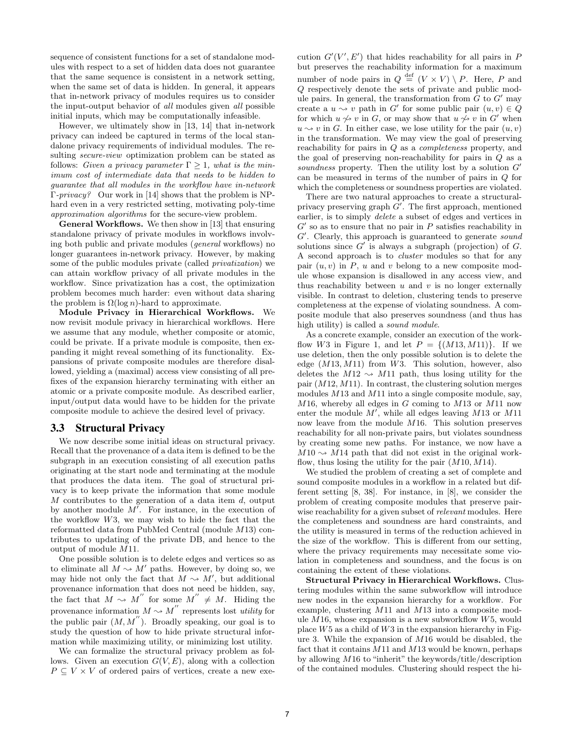sequence of consistent functions for a set of standalone modules with respect to a set of hidden data does not guarantee that the same sequence is consistent in a network setting, when the same set of data is hidden. In general, it appears that in-network privacy of modules requires us to consider the input-output behavior of *all* modules given *all* possible initial inputs, which may be computationally infeasible.

However, we ultimately show in [13, 14] that in-network privacy can indeed be captured in terms of the local standalone privacy requirements of individual modules. The resulting *secure-view* optimization problem can be stated as follows: *Given a privacy parameter $\Gamma \geq 1$, what is the minimum cost of intermediate data that needs to be hidden to guarantee that all modules in the workflow have in-network $\Gamma$-privacy?* Our work in [14] shows that the problem is NP-hard even in a very restricted setting, motivating poly-time *approximation algorithms* for the secure-view problem.

**General Workflows.** We then show in [13] that ensuring standalone privacy of private modules in workflows involving both public and private modules (*general* workflows) no longer guarantees in-network privacy. However, by making some of the public modules private (called *privatization*) we can attain workflow privacy of all private modules in the workflow. Since privatization has a cost, the optimization problem becomes much harder: even without data sharing the problem is $\Omega(\log n)$-hard to approximate.

**Module Privacy in Hierarchical Workflows.** We now revisit module privacy in hierarchical workflows. Here we assume that any module, whether composite or atomic, could be private. If a private module is composite, then expanding it might reveal something of its functionality. Expansions of private composite modules are therefore disallowed, yielding a (maximal) access view consisting of all prefixes of the expansion hierarchy terminating with either an atomic or a private composite module. As described earlier, input/output data would have to be hidden for the private composite module to achieve the desired level of privacy.

### 3.3 Structural Privacy

We now describe some initial ideas on structural privacy. Recall that the provenance of a data item is defined to be the subgraph in an execution consisting of all execution paths originating at the start node and terminating at the module that produces the data item. The goal of structural privacy is to keep private the information that some module $M$ contributes to the generation of a data item $d$, output by another module $M'$. For instance, in the execution of the workflow $W3$, we may wish to hide the fact that the reformatted data from PubMed Central (module $M13$) contributes to updating of the private DB, and hence to the output of module $M11$.

One possible solution is to delete edges and vertices so as to eliminate all $M \rightsquigarrow M'$ paths. However, by doing so, we may hide not only the fact that $M \rightsquigarrow M'$, but additional provenance information that does not need be hidden, say, the fact that $M \rightsquigarrow M''$ for some $M'' \neq M$. Hiding the provenance information $M \rightsquigarrow M''$ represents lost *utility* for the public pair $(M, M'')$. Broadly speaking, our goal is to study the question of how to hide private structural information while maximizing utility, or minimizing lost utility.

We can formalize the structural privacy problem as follows. Given an execution $G(V, E)$, along with a collection $P \subseteq V \times V$ of ordered pairs of vertices, create a new execution $G'(V', E')$ that hides reachability for all pairs in $P$ but preserves the reachability information for a maximum number of node pairs in $Q \stackrel{\text{def}}{=} (V \times V) \setminus P$. Here, $P$ and $Q$ respectively denote the sets of private and public module pairs. In general, the transformation from $G$ to $G'$ may create a $u \rightsquigarrow v$ path in $G'$ for some public pair $(u, v) \in Q$ for which $u \not\rightsquigarrow v$ in $G$, or may show that $u \not\rightsquigarrow v$ in $G'$ when $u \rightsquigarrow v$ in $G$. In either case, we lose utility for the pair $(u, v)$ in the transformation. We may view the goal of preserving reachability for pairs in $Q$ as a *completeness* property, and the goal of preserving non-reachability for pairs in $Q$ as a *soundness* property. Then the utility lost by a solution $G'$ can be measured in terms of the number of pairs in $Q$ for which the completeness or soundness properties are violated.

There are two natural approaches to create a structural-privacy preserving graph $G'$. The first approach, mentioned earlier, is to simply *delete* a subset of edges and vertices in $G'$ so as to ensure that no pair in $P$ satisfies reachability in $G'$. Clearly, this approach is guaranteed to generate *sound* solutions since $G'$ is always a subgraph (projection) of $G$. A second approach is to *cluster* modules so that for any pair $(u, v)$ in $P$, $u$ and $v$ belong to a new composite module whose expansion is disallowed in any access view, and thus reachability between $u$ and $v$ is no longer externally visible. In contrast to deletion, clustering tends to preserve completeness at the expense of violating soundness. A composite module that also preserves soundness (and thus has high utility) is called a *sound module*.

As a concrete example, consider an execution of the workflow $W3$ in Figure 1, and let $P = \{(M13, M11)\}$. If we use deletion, then the only possible solution is to delete the edge $(M13, M11)$ from $W3$. This solution, however, also deletes the $M12 \rightsquigarrow M11$ path, thus losing utility for the pair $(M12, M11)$. In contrast, the clustering solution merges modules $M13$ and $M11$ into a single composite module, say, $M16$, whereby all edges in $G$ coming to $M13$ or $M11$ now enter the module $M'$, while all edges leaving $M13$ or $M11$ now leave from the module $M16$. This solution preserves reachability for all non-private pairs, but violates soundness by creating some new paths. For instance, we now have a $M10 \rightsquigarrow M14$ path that did not exist in the original workflow, thus losing the utility for the pair $(M10, M14)$.

We studied the problem of creating a set of complete and sound composite modules in a workflow in a related but different setting [8, 38]. For instance, in [8], we consider the problem of creating composite modules that preserve pairwise reachability for a given subset of *relevant* modules. Here the completeness and soundness are hard constraints, and the utility is measured in terms of the reduction achieved in the size of the workflow. This is different from our setting, where the privacy requirements may necessitate some violation in completeness and soundness, and the focus is on containing the extent of these violations.

**Structural Privacy in Hierarchical Workflows.** Clustering modules within the same subworkflow will introduce new nodes in the expansion hierarchy for a workflow. For example, clustering $M11$ and $M13$ into a composite module $M16$, whose expansion is a new subworkflow $W5$, would place $W5$ as a child of $W3$ in the expansion hierarchy in Figure 3. While the expansion of $M16$ would be disabled, the fact that it contains $M11$ and $M13$ would be known, perhaps by allowing $M16$ to "inherit" the keywords/title/description of the contained modules. Clustering should respect the hi-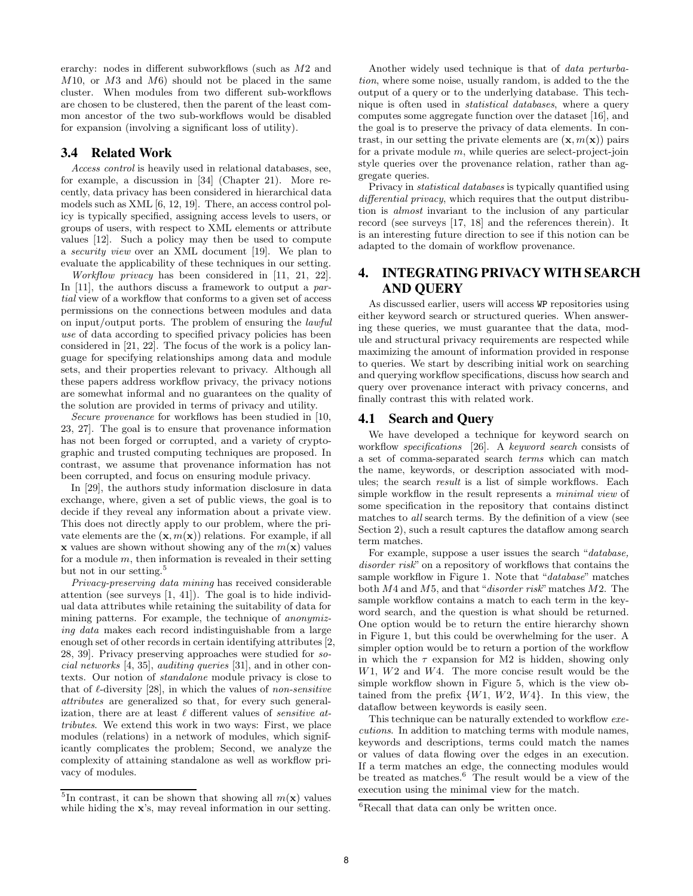erarchy: nodes in different subworkflows (such as $M2$ and $M10$, or $M3$ and $M6$) should not be placed in the same cluster. When modules from two different sub-workflows are chosen to be clustered, then the parent of the least common ancestor of the two sub-workflows would be disabled for expansion (involving a significant loss of utility).

### 3.4 Related Work

*Access control* is heavily used in relational databases, see, for example, a discussion in [34] (Chapter 21). More recently, data privacy has been considered in hierarchical data models such as XML [6, 12, 19]. There, an access control policy is typically specified, assigning access levels to users, or groups of users, with respect to XML elements or attribute values [12]. Such a policy may then be used to compute a *security view* over an XML document [19]. We plan to evaluate the applicability of these techniques in our setting.

*Workflow privacy* has been considered in [11, 21, 22]. In [11], the authors discuss a framework to output a *partial* view of a workflow that conforms to a given set of access permissions on the connections between modules and data on input/output ports. The problem of ensuring the *lawful use* of data according to specified privacy policies has been considered in [21, 22]. The focus of the work is a policy language for specifying relationships among data and module sets, and their properties relevant to privacy. Although all these papers address workflow privacy, the privacy notions are somewhat informal and no guarantees on the quality of the solution are provided in terms of privacy and utility.

*Secure provenance* for workflows has been studied in [10, 23, 27]. The goal is to ensure that provenance information has not been forged or corrupted, and a variety of cryptographic and trusted computing techniques are proposed. In contrast, we assume that provenance information has not been corrupted, and focus on ensuring module privacy.

In [29], the authors study information disclosure in data exchange, where, given a set of public views, the goal is to decide if they reveal any information about a private view. This does not directly apply to our problem, where the private elements are the $(\mathbf{x}, m(\mathbf{x}))$ relations. For example, if all $\mathbf{x}$ values are shown without showing any of the $m(\mathbf{x})$ values for a module $m$, then information is revealed in their setting but not in our setting.[5]

*Privacy-preserving data mining* has received considerable attention (see surveys [1, 41]). The goal is to hide individual data attributes while retaining the suitability of data for mining patterns. For example, the technique of *anonymizing data* makes each record indistinguishable from a large enough set of other records in certain identifying attributes [2, 28, 39]. Privacy preserving approaches were studied for *social networks* [4, 35], *auditing queries* [31], and in other contexts. Our notion of *standalone* module privacy is close to that of $\ell$-diversity [28], in which the values of *non-sensitive attributes* are generalized so that, for every such generalization, there are at least $\ell$ different values of *sensitive attributes*. We extend this work in two ways: First, we place modules (relations) in a network of modules, which significantly complicates the problem; Second, we analyze the complexity of attaining standalone as well as workflow privacy of modules.

Another widely used technique is that of *data perturbation*, where some noise, usually random, is added to the the output of a query or to the underlying database. This technique is often used in *statistical databases*, where a query computes some aggregate function over the dataset [16], and the goal is to preserve the privacy of data elements. In contrast, in our setting the private elements are $(\mathbf{x}, m(\mathbf{x}))$ pairs for a private module $m$, while queries are select-project-join style queries over the provenance relation, rather than aggregate queries.

Privacy in *statistical databases* is typically quantified using *differential privacy*, which requires that the output distribution is *almost* invariant to the inclusion of any particular record (see surveys [17, 18] and the references therein). It is an interesting future direction to see if this notion can be adapted to the domain of workflow provenance.

## 4. INTEGRATING PRIVACY WITH SEARCH AND QUERY

As discussed earlier, users will access WP repositories using either keyword search or structured queries. When answering these queries, we must guarantee that the data, module and structural privacy requirements are respected while maximizing the amount of information provided in response to queries. We start by describing initial work on searching and querying workflow specifications, discuss how search and query over provenance interact with privacy concerns, and finally contrast this with related work.

### 4.1 Search and Query

We have developed a technique for keyword search on workflow *specifications* [26]. A *keyword search* consists of a set of comma-separated search *terms* which can match the name, keywords, or description associated with modules; the search *result* is a list of simple workflows. Each simple workflow in the result represents a *minimal view* of some specification in the repository that contains distinct matches to *all* search terms. By the definition of a view (see Section 2), such a result captures the dataflow among search term matches.

For example, suppose a user issues the search "*database, disorder risk*" on a repository of workflows that contains the sample workflow in Figure 1. Note that "*database*" matches both $M4$ and $M5$, and that "*disorder risk*" matches $M2$. The sample workflow contains a match to each term in the keyword search, and the question is what should be returned. One option would be to return the entire hierarchy shown in Figure 1, but this could be overwhelming for the user. A simpler option would be to return a portion of the workflow in which the $\tau$ expansion for M2 is hidden, showing only $W1$, $W2$ and $W4$. The more concise result would be the simple workflow shown in Figure 5, which is the view obtained from the prefix $\{W1, W2, W4\}$. In this view, the dataflow between keywords is easily seen.

This technique can be naturally extended to workflow *executions*. In addition to matching terms with module names, keywords and descriptions, terms could match the names or values of data flowing over the edges in an execution. If a term matches an edge, the connecting modules would be treated as matches.[6] The result would be a view of the execution using the minimal view for the match.

[5] In contrast, it can be shown that showing all $m(\mathbf{x})$ values while hiding the $\mathbf{x}$'s, may reveal information in our setting.

[6] Recall that data can only be written once.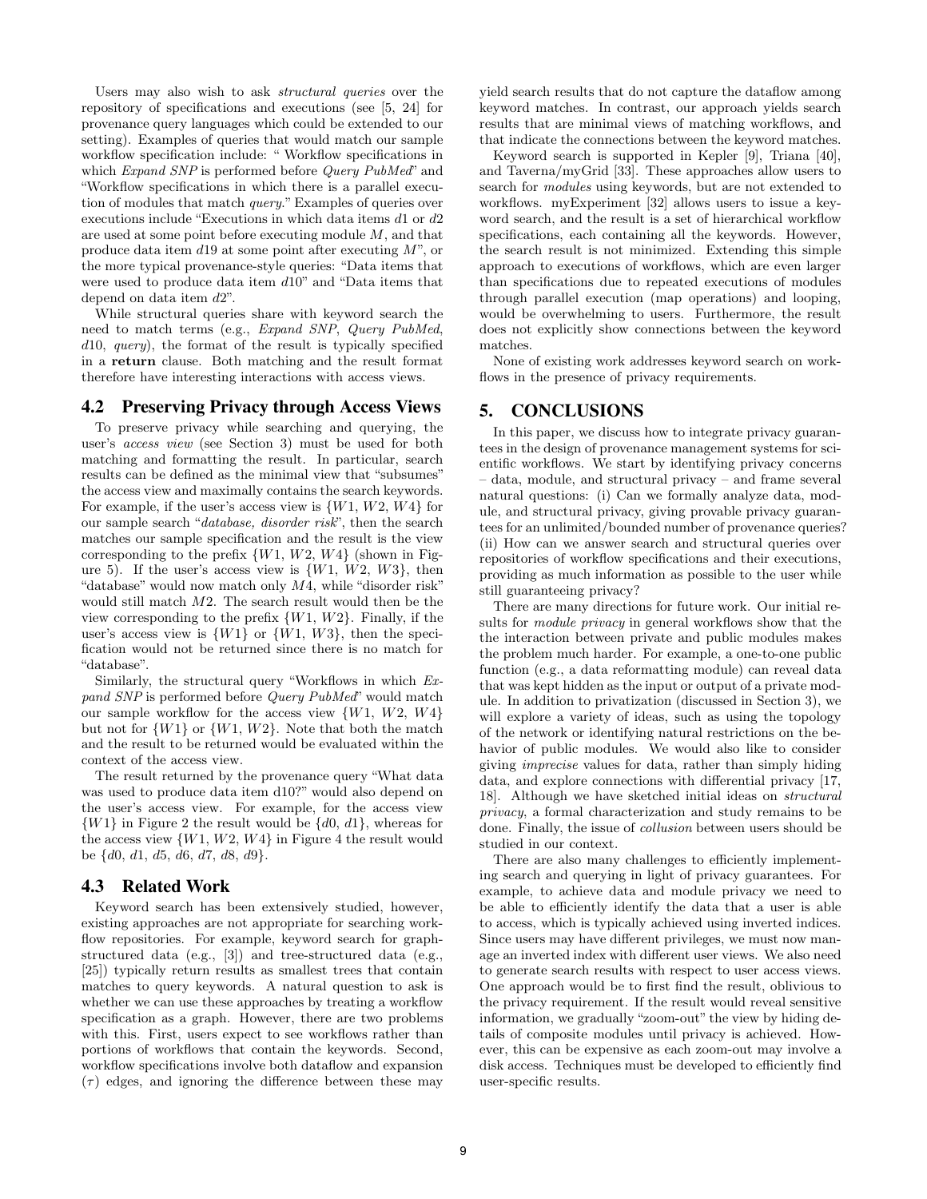Users may also wish to ask *structural queries* over the repository of specifications and executions (see [5, 24] for provenance query languages which could be extended to our setting). Examples of queries that would match our sample workflow specification include: " Workflow specifications in which *Expand SNP* is performed before *Query PubMed*" and "Workflow specifications in which there is a parallel execution of modules that match *query*." Examples of queries over executions include "Executions in which data items $d1$ or $d2$ are used at some point before executing module $M$, and that produce data item $d19$ at some point after executing $M$", or the more typical provenance-style queries: "Data items that were used to produce data item $d10$" and "Data items that depend on data item $d2$".

While structural queries share with keyword search the need to match terms (e.g., *Expand SNP*, *Query PubMed*, $d10$, *query*), the format of the result is typically specified in a **return** clause. Both matching and the result format therefore have interesting interactions with access views.

### 4.2 Preserving Privacy through Access Views

To preserve privacy while searching and querying, the user's *access view* (see Section 3) must be used for both matching and formatting the result. In particular, search results can be defined as the minimal view that "subsumes" the access view and maximally contains the search keywords. For example, if the user's access view is $\{W1, W2, W4\}$ for our sample search "*database, disorder risk*", then the search matches our sample specification and the result is the view corresponding to the prefix $\{W1, W2, W4\}$ (shown in Figure 5). If the user's access view is $\{W1, W2, W3\}$, then "database" would now match only $M4$, while "disorder risk" would still match $M2$. The search result would then be the view corresponding to the prefix $\{W1, W2\}$. Finally, if the user's access view is $\{W1\}$ or $\{W1, W3\}$, then the specification would not be returned since there is no match for "database".

Similarly, the structural query "Workflows in which *Expand SNP* is performed before *Query PubMed*" would match our sample workflow for the access view $\{W1, W2, W4\}$ but not for $\{W1\}$ or $\{W1, W2\}$. Note that both the match and the result to be returned would be evaluated within the context of the access view.

The result returned by the provenance query "What data was used to produce data item d10?" would also depend on the user's access view. For example, for the access view $\{W1\}$ in Figure 2 the result would be $\{d0, d1\}$, whereas for the access view $\{W1, W2, W4\}$ in Figure 4 the result would be $\{d0, d1, d5, d6, d7, d8, d9\}$.

### 4.3 Related Work

Keyword search has been extensively studied, however, existing approaches are not appropriate for searching workflow repositories. For example, keyword search for graph-structured data (e.g., [3]) and tree-structured data (e.g., [25]) typically return results as smallest trees that contain matches to query keywords. A natural question to ask is whether we can use these approaches by treating a workflow specification as a graph. However, there are two problems with this. First, users expect to see workflows rather than portions of workflows that contain the keywords. Second, workflow specifications involve both dataflow and expansion ($\tau$) edges, and ignoring the difference between these may yield search results that do not capture the dataflow among keyword matches. In contrast, our approach yields search results that are minimal views of matching workflows, and that indicate the connections between the keyword matches.

Keyword search is supported in Kepler [9], Triana [40], and Taverna/myGrid [33]. These approaches allow users to search for *modules* using keywords, but are not extended to workflows. myExperiment [32] allows users to issue a keyword search, and the result is a set of hierarchical workflow specifications, each containing all the keywords. However, the search result is not minimized. Extending this simple approach to executions of workflows, which are even larger than specifications due to repeated executions of modules through parallel execution (map operations) and looping, would be overwhelming to users. Furthermore, the result does not explicitly show connections between the keyword matches.

None of existing work addresses keyword search on workflows in the presence of privacy requirements.

## 5. CONCLUSIONS

In this paper, we discuss how to integrate privacy guarantees in the design of provenance management systems for scientific workflows. We start by identifying privacy concerns – data, module, and structural privacy – and frame several natural questions: (i) Can we formally analyze data, module, and structural privacy, giving provable privacy guarantees for an unlimited/bounded number of provenance queries? (ii) How can we answer search and structural queries over repositories of workflow specifications and their executions, providing as much information as possible to the user while still guaranteeing privacy?

There are many directions for future work. Our initial results for *module privacy* in general workflows show that the the interaction between private and public modules makes the problem much harder. For example, a one-to-one public function (e.g., a data reformatting module) can reveal data that was kept hidden as the input or output of a private module. In addition to privatization (discussed in Section 3), we will explore a variety of ideas, such as using the topology of the network or identifying natural restrictions on the behavior of public modules. We would also like to consider giving *imprecise* values for data, rather than simply hiding data, and explore connections with differential privacy [17, 18]. Although we have sketched initial ideas on *structural privacy*, a formal characterization and study remains to be done. Finally, the issue of *collusion* between users should be studied in our context.

There are also many challenges to efficiently implementing search and querying in light of privacy guarantees. For example, to achieve data and module privacy we need to be able to efficiently identify the data that a user is able to access, which is typically achieved using inverted indices. Since users may have different privileges, we must now manage an inverted index with different user views. We also need to generate search results with respect to user access views. One approach would be to first find the result, oblivious to the privacy requirement. If the result would reveal sensitive information, we gradually "zoom-out" the view by hiding details of composite modules until privacy is achieved. However, this can be expensive as each zoom-out may involve a disk access. Techniques must be developed to efficiently find user-specific results.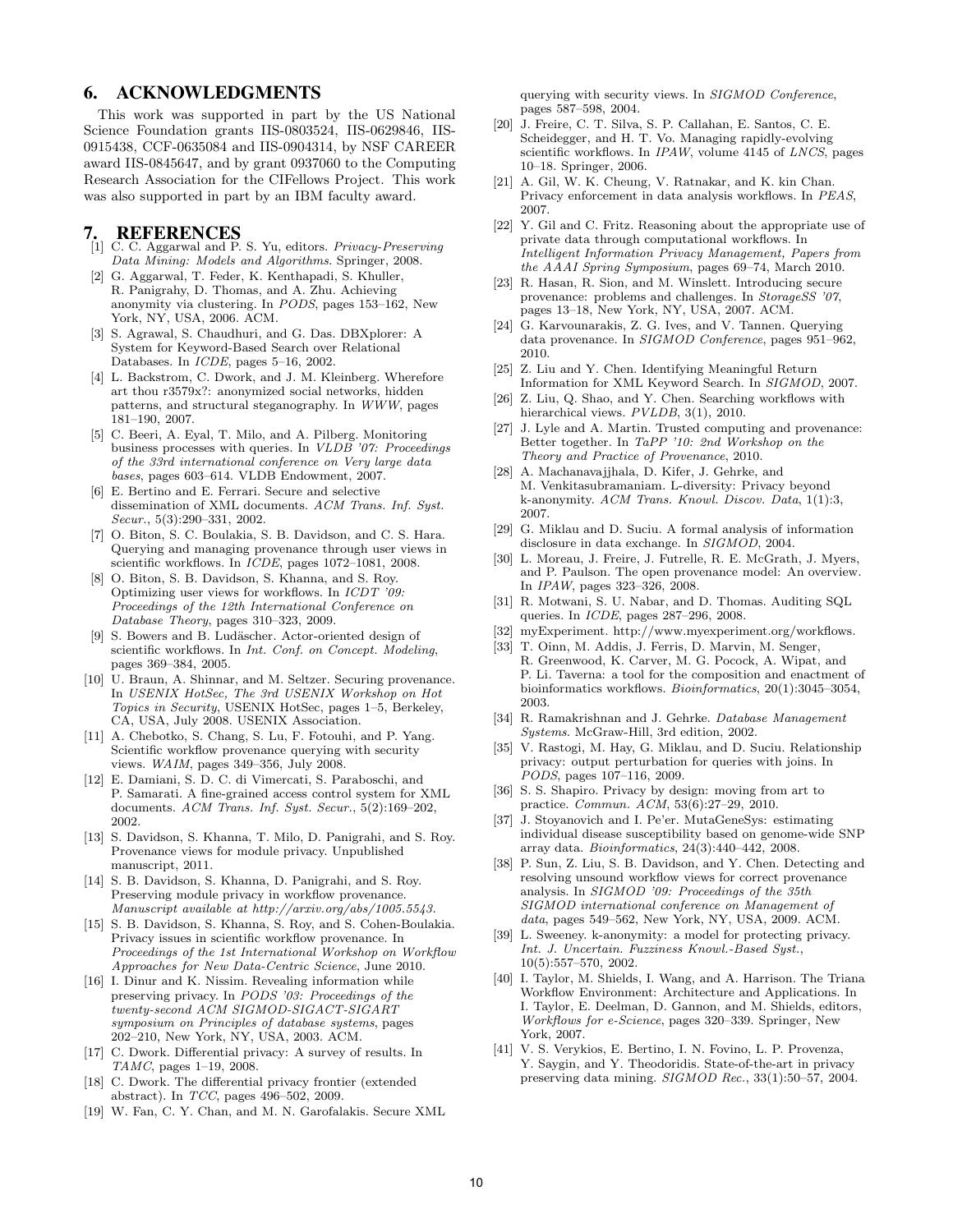## 6. ACKNOWLEDGMENTS

This work was supported in part by the US National Science Foundation grants IIS-0803524, IIS-0629846, IIS-0915438, CCF-0635084 and IIS-0904314, by NSF CAREER award IIS-0845647, and by grant 0937060 to the Computing Research Association for the CIFellows Project. This work was also supported in part by an IBM faculty award.

## 7. REFERENCES

[1] C. C. Aggarwal and P. S. Yu, editors. *Privacy-Preserving Data Mining: Models and Algorithms*. Springer, 2008.

[2] G. Aggarwal, T. Feder, K. Kenthapadi, S. Khuller, R. Panigrahy, D. Thomas, and A. Zhu. Achieving anonymity via clustering. In *PODS*, pages 153–162, New York, NY, USA, 2006. ACM.

[3] S. Agrawal, S. Chaudhuri, and G. Das. DBXplorer: A System for Keyword-Based Search over Relational Databases. In *ICDE*, pages 5–16, 2002.

[4] L. Backstrom, C. Dwork, and J. M. Kleinberg. Wherefore art thou r3579x?: anonymized social networks, hidden patterns, and structural steganography. In *WWW*, pages 181–190, 2007.

[5] C. Beeri, A. Eyal, T. Milo, and A. Pilberg. Monitoring business processes with queries. In *VLDB '07: Proceedings of the 33rd international conference on Very large data bases*, pages 603–614. VLDB Endowment, 2007.

[6] E. Bertino and E. Ferrari. Secure and selective dissemination of XML documents. *ACM Trans. Inf. Syst. Secur.*, 5(3):290–331, 2002.

[7] O. Biton, S. C. Boulakia, S. B. Davidson, and C. S. Hara. Querying and managing provenance through user views in scientific workflows. In *ICDE*, pages 1072–1081, 2008.

[8] O. Biton, S. B. Davidson, S. Khanna, and S. Roy. Optimizing user views for workflows. In *ICDT '09: Proceedings of the 12th International Conference on Database Theory*, pages 310–323, 2009.

[9] S. Bowers and B. Ludäscher. Actor-oriented design of scientific workflows. In *Int. Conf. on Concept. Modeling*, pages 369–384, 2005.

[10] U. Braun, A. Shinnar, and M. Seltzer. Securing provenance. In *USENIX HotSec, The 3rd USENIX Workshop on Hot Topics in Security*, USENIX HotSec, pages 1–5, Berkeley, CA, USA, July 2008. USENIX Association.

[11] A. Chebotko, S. Chang, S. Lu, F. Fotouhi, and P. Yang. Scientific workflow provenance querying with security views. *WAIM*, pages 349–356, July 2008.

[12] E. Damiani, S. D. C. di Vimercati, S. Paraboschi, and P. Samarati. A fine-grained access control system for XML documents. *ACM Trans. Inf. Syst. Secur.*, 5(2):169–202, 2002.

[13] S. Davidson, S. Khanna, T. Milo, D. Panigrahi, and S. Roy. Provenance views for module privacy. Unpublished manuscript, 2011.

[14] S. B. Davidson, S. Khanna, D. Panigrahi, and S. Roy. Preserving module privacy in workflow provenance. *Manuscript available at http://arxiv.org/abs/1005.5543.*

[15] S. B. Davidson, S. Khanna, S. Roy, and S. Cohen-Boulakia. Privacy issues in scientific workflow provenance. In *Proceedings of the 1st International Workshop on Workflow Approaches for New Data-Centric Science*, June 2010.

[16] I. Dinur and K. Nissim. Revealing information while preserving privacy. In *PODS '03: Proceedings of the twenty-second ACM SIGMOD-SIGACT-SIGART symposium on Principles of database systems*, pages 202–210, New York, NY, USA, 2003. ACM.

[17] C. Dwork. Differential privacy: A survey of results. In *TAMC*, pages 1–19, 2008.

[18] C. Dwork. The differential privacy frontier (extended abstract). In *TCC*, pages 496–502, 2009.

[19] W. Fan, C. Y. Chan, and M. N. Garofalakis. Secure XML querying with security views. In *SIGMOD Conference*, pages 587–598, 2004.

[20] J. Freire, C. T. Silva, S. P. Callahan, E. Santos, C. E. Scheidegger, and H. T. Vo. Managing rapidly-evolving scientific workflows. In *IPAW*, volume 4145 of *LNCS*, pages 10–18. Springer, 2006.

[21] A. Gil, W. K. Cheung, V. Ratnakar, and K. kin Chan. Privacy enforcement in data analysis workflows. In *PEAS*, 2007.

[22] Y. Gil and C. Fritz. Reasoning about the appropriate use of private data through computational workflows. In *Intelligent Information Privacy Management, Papers from the AAAI Spring Symposium*, pages 69–74, March 2010.

[23] R. Hasan, R. Sion, and M. Winslett. Introducing secure provenance: problems and challenges. In *StorageSS '07*, pages 13–18, New York, NY, USA, 2007. ACM.

[24] G. Karvounarakis, Z. G. Ives, and V. Tannen. Querying data provenance. In *SIGMOD Conference*, pages 951–962, 2010.

[25] Z. Liu and Y. Chen. Identifying Meaningful Return Information for XML Keyword Search. In *SIGMOD*, 2007.

[26] Z. Liu, Q. Shao, and Y. Chen. Searching workflows with hierarchical views. *PVLDB*, 3(1), 2010.

[27] J. Lyle and A. Martin. Trusted computing and provenance: Better together. In *TaPP '10: 2nd Workshop on the Theory and Practice of Provenance*, 2010.

[28] A. Machanavajjhala, D. Kifer, J. Gehrke, and M. Venkitasubramaniam. L-diversity: Privacy beyond k-anonymity. *ACM Trans. Knowl. Discov. Data*, 1(1):3, 2007.

[29] G. Miklau and D. Suciu. A formal analysis of information disclosure in data exchange. In *SIGMOD*, 2004.

[30] L. Moreau, J. Freire, J. Futrelle, R. E. McGrath, J. Myers, and P. Paulson. The open provenance model: An overview. In *IPAW*, pages 323–326, 2008.

[31] R. Motwani, S. U. Nabar, and D. Thomas. Auditing SQL queries. In *ICDE*, pages 287–296, 2008.

[32] myExperiment. http://www.myexperiment.org/workflows.

[33] T. Oinn, M. Addis, J. Ferris, D. Marvin, M. Senger, R. Greenwood, K. Carver, M. G. Pocock, A. Wipat, and P. Li. Taverna: a tool for the composition and enactment of bioinformatics workflows. *Bioinformatics*, 20(1):3045–3054, 2003.

[34] R. Ramakrishnan and J. Gehrke. *Database Management Systems*. McGraw-Hill, 3rd edition, 2002.

[35] V. Rastogi, M. Hay, G. Miklau, and D. Suciu. Relationship privacy: output perturbation for queries with joins. In *PODS*, pages 107–116, 2009.

[36] S. S. Shapiro. Privacy by design: moving from art to practice. *Commun. ACM*, 53(6):27–29, 2010.

[37] J. Stoyanovich and I. Pe'er. MutaGeneSys: estimating individual disease susceptibility based on genome-wide SNP array data. *Bioinformatics*, 24(3):440–442, 2008.

[38] P. Sun, Z. Liu, S. B. Davidson, and Y. Chen. Detecting and resolving unsound workflow views for correct provenance analysis. In *SIGMOD '09: Proceedings of the 35th SIGMOD international conference on Management of data*, pages 549–562, New York, NY, USA, 2009. ACM.

[39] L. Sweeney. k-anonymity: a model for protecting privacy. *Int. J. Uncertain. Fuzziness Knowl.-Based Syst.*, 10(5):557–570, 2002.

[40] I. Taylor, M. Shields, I. Wang, and A. Harrison. The Triana Workflow Environment: Architecture and Applications. In I. Taylor, E. Deelman, D. Gannon, and M. Shields, editors, *Workflows for e-Science*, pages 320–339. Springer, New York, 2007.

[41] V. S. Verykios, E. Bertino, I. N. Fovino, L. P. Provenza, Y. Saygin, and Y. Theodoridis. State-of-the-art in privacy preserving data mining. *SIGMOD Rec.*, 33(1):50–57, 2004.